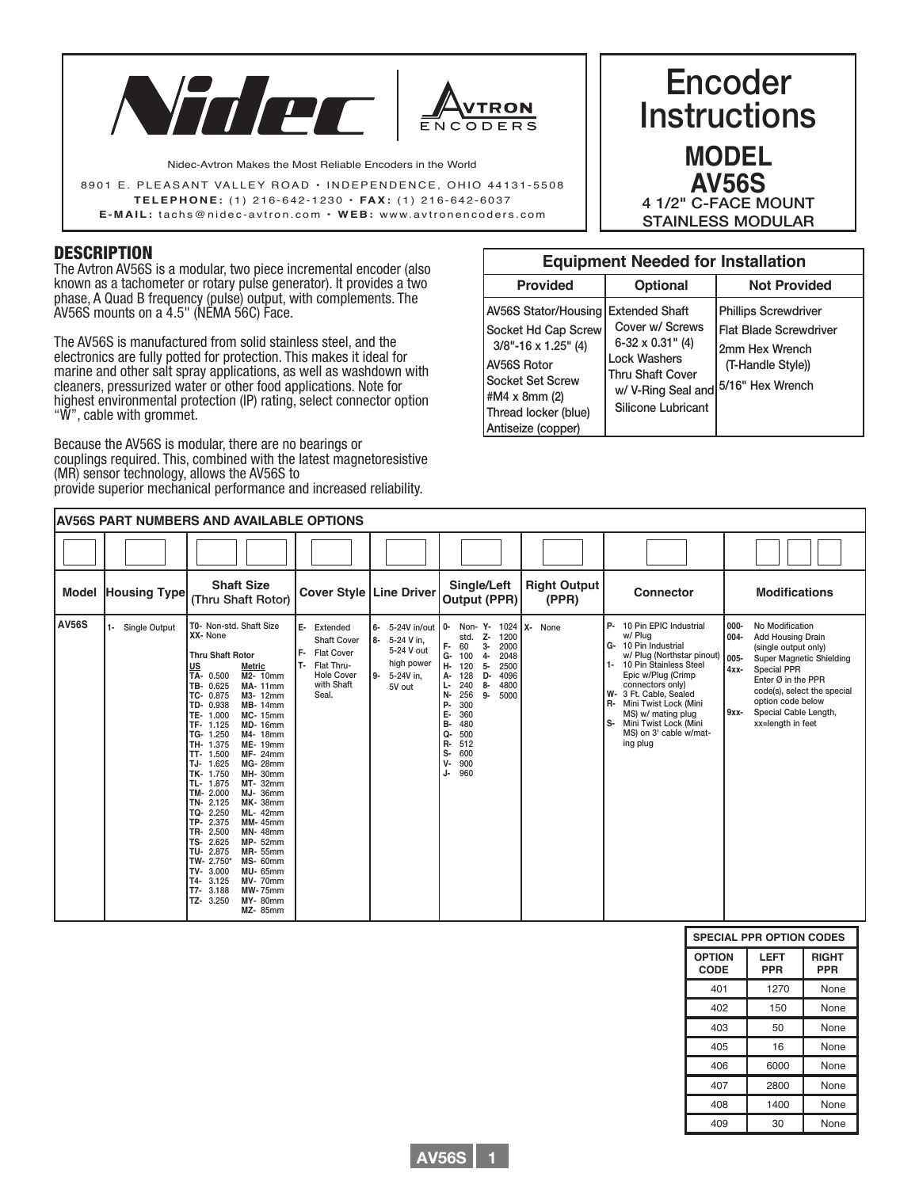Nidec | AVTRON ENCODERS

Nidec-Avtron Makes the Most Reliable Encoders in the World

8901 E. PLEASANT VALLEY ROAD • INDEPENDENCE, OHIO 44131-5508
**TELEPHONE:** (1) 216-642-1230 • **FAX:** (1) 216-642-6037
**E-MAIL:** tachs@nidec-avtron.com • **WEB:** www.avtronencoders.com

# Encoder Instructions

## MODEL AV56S

4 1/2" C-FACE MOUNT STAINLESS MODULAR

## DESCRIPTION

The Avtron AV56S is a modular, two piece incremental encoder (also known as a tachometer or rotary pulse generator). It provides a two phase, A Quad B frequency (pulse) output, with complements. The AV56S mounts on a 4.5" (NEMA 56C) Face.

The AV56S is manufactured from solid stainless steel, and the electronics are fully potted for protection. This makes it ideal for marine and other salt spray applications, as well as washdown with cleaners, pressurized water or other food applications. Note for highest environmental protection (IP) rating, select connector option "W", cable with grommet.

Because the AV56S is modular, there are no bearings or couplings required. This, combined with the latest magnetoresistive (MR) sensor technology, allows the AV56S to provide superior mechanical performance and increased reliability.

**Equipment Needed for Installation**

| Provided | Optional | Not Provided |
|---|---|---|
| AV56S Stator/Housing<br>Socket Hd Cap Screw 3/8"-16 x 1.25" (4)<br>AV56S Rotor<br>Socket Set Screw #M4 x 8mm (2)<br>Thread locker (blue)<br>Antiseize (copper) | Extended Shaft Cover w/ Screws 6-32 x 0.31" (4)<br>Lock Washers<br>Thru Shaft Cover w/ V-Ring Seal and Silicone Lubricant | Phillips Screwdriver<br>Flat Blade Screwdriver<br>2mm Hex Wrench (T-Handle Style))<br>5/16" Hex Wrench |

**AV56S PART NUMBERS AND AVAILABLE OPTIONS**

| Model | Housing Type | Shaft Size (Thru Shaft Rotor) | Cover Style | Line Driver | Single/Left Output (PPR) | Right Output (PPR) | Connector | Modifications |
|---|---|---|---|---|---|---|---|---|
| AV56S | 1- Single Output | T0- Non-std. Shaft Size<br>XX- None<br><br>**Thru Shaft Rotor**<br>**US**: TA- 0.500, TB- 0.625, TC- 0.875, TD- 0.938, TE- 1.000, TF- 1.125, TG- 1.250, TH- 1.375, TT- 1.500, TJ- 1.625, TK- 1.750, TL- 1.875, TM- 2.000, TN- 2.125, TQ- 2.250, TP- 2.375, TR- 2.500, TS- 2.625, TU- 2.875, TW- 2.750*, TV- 3.000, T4- 3.125, T7- 3.188, TZ- 3.250<br>**Metric**: M2- 10mm, MA- 11mm, M3- 12mm, MB- 14mm, MC- 15mm, MD- 16mm, M4- 18mm, ME- 19mm, MF- 24mm, MG- 28mm, MH- 30mm, MT- 32mm, MJ- 36mm, MK- 38mm, ML- 42mm, MM- 45mm, MN- 48mm, MP- 52mm, MR- 55mm, MS- 60mm, MU- 65mm, MV- 70mm, MW- 75mm, MY- 80mm, MZ- 85mm | E- Extended Shaft Cover<br>F- Flat Cover<br>T- Flat Thru-Hole Cover with Shaft Seal. | 6- 5-24V in/out<br>8- 5-24 V in, 5-24 V out high power<br>9- 5-24V in, 5V out | 0- Non-std.<br>F- 60<br>G- 100<br>H- 120<br>A- 128<br>L- 240<br>N- 256<br>P- 300<br>E- 360<br>B- 480<br>Q- 500<br>R- 512<br>S- 600<br>V- 900<br>J- 960<br>Y- 1024<br>Z- 1200<br>3- 2000<br>4- 2048<br>5- 2500<br>D- 4096<br>8- 4800<br>9- 5000 | X- None | P- 10 Pin EPIC Industrial w/ Plug<br>G- 10 Pin Industrial w/ Plug (Northstar pinout)<br>1- 10 Pin Stainless Steel Epic w/Plug (Crimp connectors only)<br>W- 3 Ft. Cable, Sealed<br>R- Mini Twist Lock (Mini MS) w/ mating plug<br>S- Mini Twist Lock (Mini MS) on 3' cable w/mating plug | 000- No Modification<br>004- Add Housing Drain (single output only)<br>005- Super Magnetic Shielding<br>4xx- Special PPR Enter Ø in the PPR code(s), select the special option code below<br>9xx- Special Cable Length, xx=length in feet |

**SPECIAL PPR OPTION CODES**

| OPTION CODE | LEFT PPR | RIGHT PPR |
|---|---|---|
| 401 | 1270 | None |
| 402 | 150 | None |
| 403 | 50 | None |
| 405 | 16 | None |
| 406 | 6000 | None |
| 407 | 2800 | None |
| 408 | 1400 | None |
| 409 | 30 | None |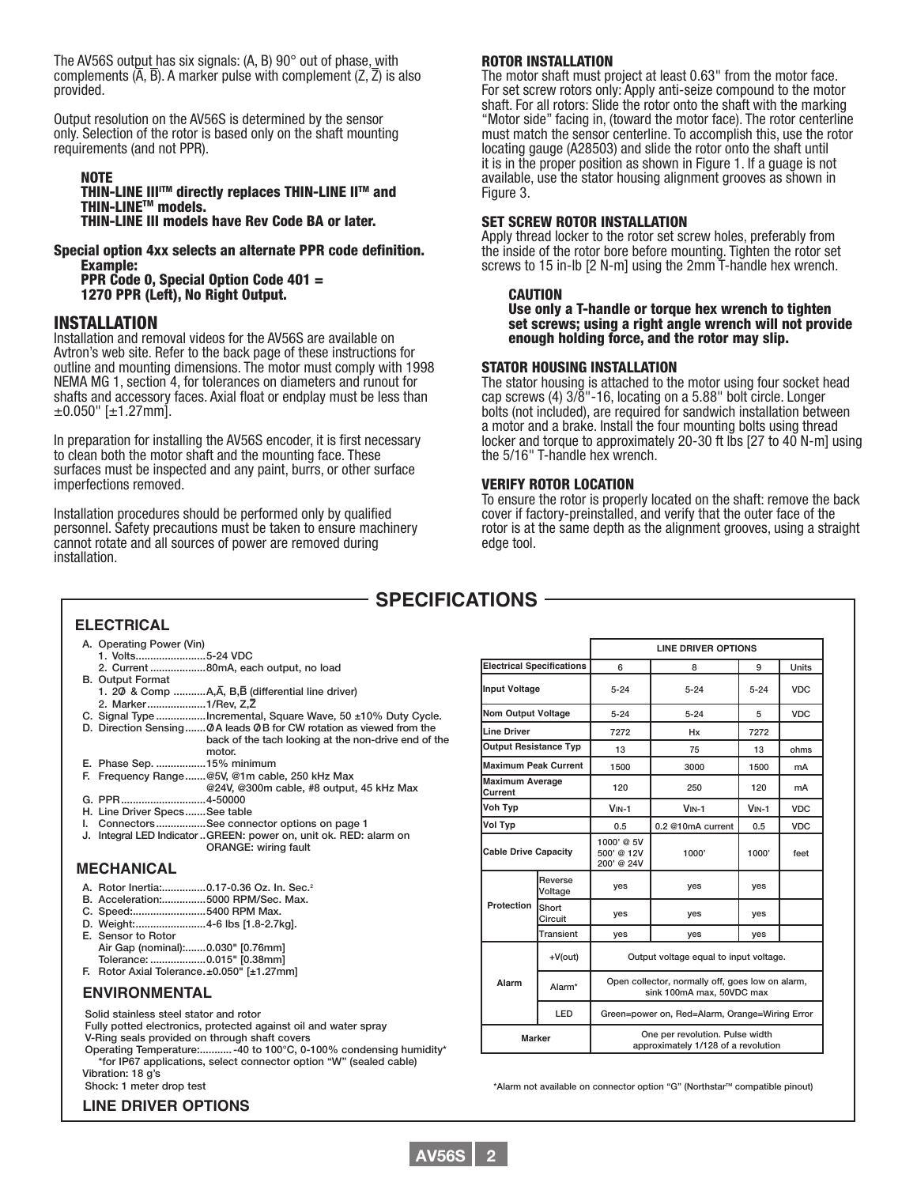The AV56S output has six signals: (A, B) 90° out of phase, with complements ($\overline{A}$, $\overline{B}$). A marker pulse with complement (Z, $\overline{Z}$) is also provided.

Output resolution on the AV56S is determined by the sensor only. Selection of the rotor is based only on the shaft mounting requirements (and not PPR).

**NOTE**
**THIN-LINE III™ directly replaces THIN-LINE II™ and THIN-LINE™ models.**
**THIN-LINE III models have Rev Code BA or later.**

**Special option 4xx selects an alternate PPR code definition.**
**Example:**
**PPR Code 0, Special Option Code 401 = 1270 PPR (Left), No Right Output.**

## INSTALLATION

Installation and removal videos for the AV56S are available on Avtron's web site. Refer to the back page of these instructions for outline and mounting dimensions. The motor must comply with 1998 NEMA MG 1, section 4, for tolerances on diameters and runout for shafts and accessory faces. Axial float or endplay must be less than ±0.050" [±1.27mm].

In preparation for installing the AV56S encoder, it is first necessary to clean both the motor shaft and the mounting face. These surfaces must be inspected and any paint, burrs, or other surface imperfections removed.

Installation procedures should be performed only by qualified personnel. Safety precautions must be taken to ensure machinery cannot rotate and all sources of power are removed during installation.

### ROTOR INSTALLATION

The motor shaft must project at least 0.63" from the motor face. For set screw rotors only: Apply anti-seize compound to the motor shaft. For all rotors: Slide the rotor onto the shaft with the marking "Motor side" facing in, (toward the motor face). The rotor centerline must match the sensor centerline. To accomplish this, use the rotor locating gauge (A28503) and slide the rotor onto the shaft until it is in the proper position as shown in Figure 1. If a guage is not available, use the stator housing alignment grooves as shown in Figure 3.

### SET SCREW ROTOR INSTALLATION

Apply thread locker to the rotor set screw holes, preferably from the inside of the rotor bore before mounting. Tighten the rotor set screws to 15 in-lb [2 N-m] using the 2mm T-handle hex wrench.

**CAUTION**
**Use only a T-handle or torque hex wrench to tighten set screws; using a right angle wrench will not provide enough holding force, and the rotor may slip.**

### STATOR HOUSING INSTALLATION

The stator housing is attached to the motor using four socket head cap screws (4) 3/8"-16, locating on a 5.88" bolt circle. Longer bolts (not included), are required for sandwich installation between a motor and a brake. Install the four mounting bolts using thread locker and torque to approximately 20-30 ft lbs [27 to 40 N-m] using the 5/16" T-handle hex wrench.

### VERIFY ROTOR LOCATION

To ensure the rotor is properly located on the shaft: remove the back cover if factory-preinstalled, and verify that the outer face of the rotor is at the same depth as the alignment grooves, using a straight edge tool.

## SPECIFICATIONS

### ELECTRICAL

A. Operating Power (Vin)
  1. Volts........................5-24 VDC
  2. Current ...................80mA, each output, no load
B. Output Format
  1. 2Ø & Comp ...........A,$\overline{A}$, B,$\overline{B}$ (differential line driver)
  2. Marker....................1/Rev, Z,$\overline{Z}$
C. Signal Type .................Incremental, Square Wave, 50 ±10% Duty Cycle.
D. Direction Sensing.......ØA leads ØB for CW rotation as viewed from the back of the tach looking at the non-drive end of the motor.
E. Phase Sep. .................15% minimum
F. Frequency Range.......@5V, @1m cable, 250 kHz Max
  @24V, @300m cable, #8 output, 45 kHz Max
G. PPR.............................4-50000
H. Line Driver Specs.......See table
I. Connectors.................See connector options on page 1
J. Integral LED Indicator ..GREEN: power on, unit ok. RED: alarm on
  ORANGE: wiring fault

### MECHANICAL

A. Rotor Inertia:...............0.17-0.36 Oz. In. Sec.$^2$
B. Acceleration:...............5000 RPM/Sec. Max.
C. Speed:.........................5400 RPM Max.
D. Weight:........................4-6 lbs [1.8-2.7kg].
E. Sensor to Rotor
  Air Gap (nominal):.......0.030" [0.76mm]
  Tolerance: ...................0.015" [0.38mm]
F. Rotor Axial Tolerance.±0.050" [±1.27mm]

### ENVIRONMENTAL

Solid stainless steel stator and rotor
Fully potted electronics, protected against oil and water spray
V-Ring seals provided on through shaft covers
Operating Temperature:........... -40 to 100°C, 0-100% condensing humidity*
  *for IP67 applications, select connector option "W" (sealed cable)
Vibration: 18 g's
Shock: 1 meter drop test

### LINE DRIVER OPTIONS

| | | LINE DRIVER OPTIONS | | | |
|---|---|---|---|---|---|
| **Electrical Specifications** | | 6 | 8 | 9 | Units |
| **Input Voltage** | | 5-24 | 5-24 | 5-24 | VDC |
| **Nom Output Voltage** | | 5-24 | 5-24 | 5 | VDC |
| **Line Driver** | | 7272 | Hx | 7272 | |
| **Output Resistance Typ** | | 13 | 75 | 13 | ohms |
| **Maximum Peak Current** | | 1500 | 3000 | 1500 | mA |
| **Maximum Average Current** | | 120 | 250 | 120 | mA |
| **Voh Typ** | | $V_{IN}$-1 | $V_{IN}$-1 | $V_{IN}$-1 | VDC |
| **Vol Typ** | | 0.5 | 0.2 @10mA current | 0.5 | VDC |
| **Cable Drive Capacity** | | 1000' @ 5V 500' @ 12V 200' @ 24V | 1000' | 1000' | feet |
| **Protection** | Reverse Voltage | yes | yes | yes | |
| | Short Circuit | yes | yes | yes | |
| | Transient | yes | yes | yes | |
| **Alarm** | +V(out) | Output voltage equal to input voltage. | | | |
| | Alarm* | Open collector, normally off, goes low on alarm, sink 100mA max, 50VDC max | | | |
| | LED | Green=power on, Red=Alarm, Orange=Wiring Error | | | |
| **Marker** | | One per revolution. Pulse width approximately 1/128 of a revolution | | | |

*Alarm not available on connector option "G" (Northstar™ compatible pinout)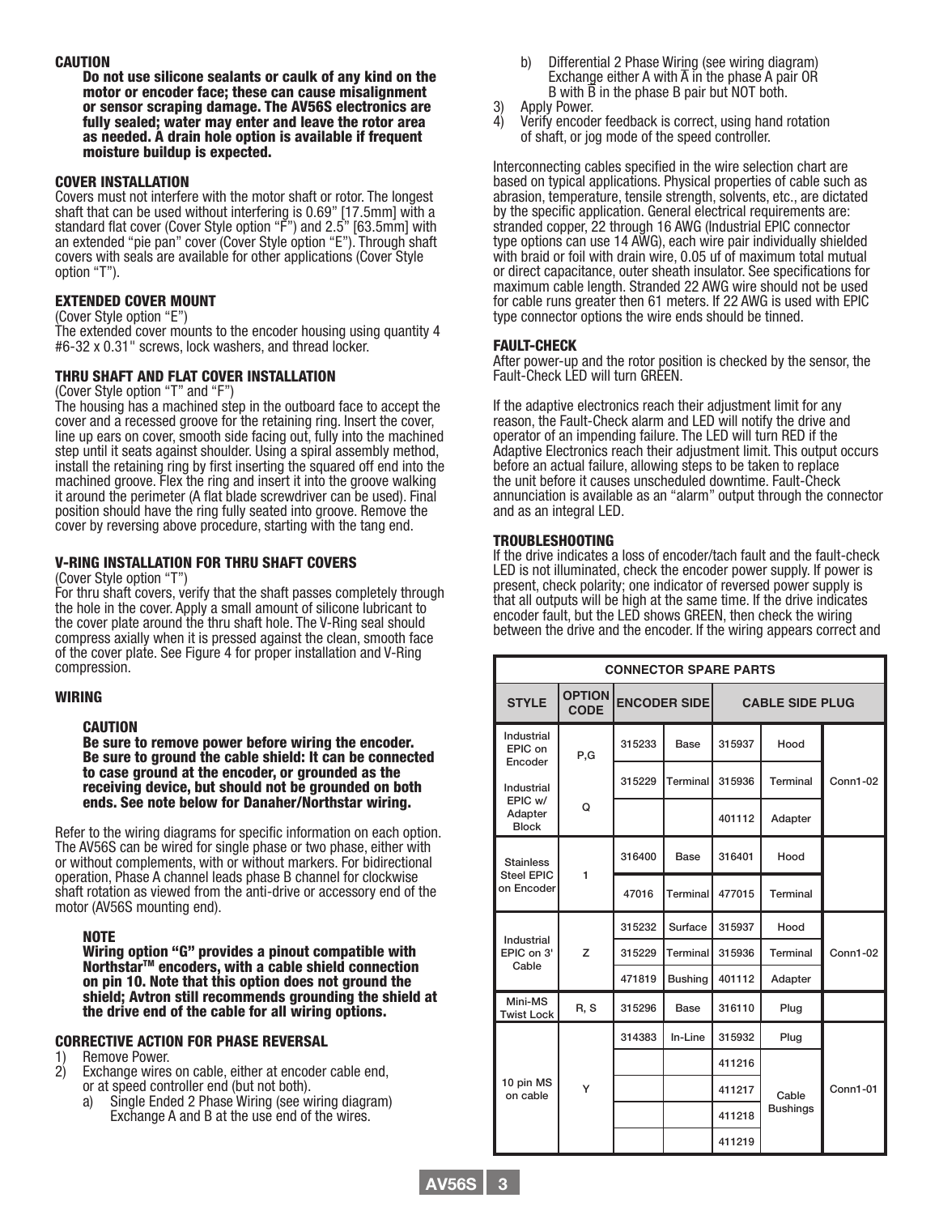### CAUTION

**Do not use silicone sealants or caulk of any kind on the motor or encoder face; these can cause misalignment or sensor scraping damage. The AV56S electronics are fully sealed; water may enter and leave the rotor area as needed. A drain hole option is available if frequent moisture buildup is expected.**

### COVER INSTALLATION

Covers must not interfere with the motor shaft or rotor. The longest shaft that can be used without interfering is 0.69" [17.5mm] with a standard flat cover (Cover Style option "F") and 2.5" [63.5mm] with an extended "pie pan" cover (Cover Style option "E"). Through shaft covers with seals are available for other applications (Cover Style option "T").

### EXTENDED COVER MOUNT

(Cover Style option "E")

The extended cover mounts to the encoder housing using quantity 4 #6-32 x 0.31" screws, lock washers, and thread locker.

### THRU SHAFT AND FLAT COVER INSTALLATION

(Cover Style option "T" and "F")

The housing has a machined step in the outboard face to accept the cover and a recessed groove for the retaining ring. Insert the cover, line up ears on cover, smooth side facing out, fully into the machined step until it seats against shoulder. Using a spiral assembly method, install the retaining ring by first inserting the squared off end into the machined groove. Flex the ring and insert it into the groove walking it around the perimeter (A flat blade screwdriver can be used). Final position should have the ring fully seated into groove. Remove the cover by reversing above procedure, starting with the tang end.

### V-RING INSTALLATION FOR THRU SHAFT COVERS

(Cover Style option "T")

For thru shaft covers, verify that the shaft passes completely through the hole in the cover. Apply a small amount of silicone lubricant to the cover plate around the thru shaft hole. The V-Ring seal should compress axially when it is pressed against the clean, smooth face of the cover plate. See Figure 4 for proper installation and V-Ring compression.

### WIRING

#### CAUTION

**Be sure to remove power before wiring the encoder. Be sure to ground the cable shield: It can be connected to case ground at the encoder, or grounded as the receiving device, but should not be grounded on both ends. See note below for Danaher/Northstar wiring.**

Refer to the wiring diagrams for specific information on each option. The AV56S can be wired for single phase or two phase, either with or without complements, with or without markers. For bidirectional operation, Phase A channel leads phase B channel for clockwise shaft rotation as viewed from the anti-drive or accessory end of the motor (AV56S mounting end).

#### NOTE

**Wiring option "G" provides a pinout compatible with Northstar™ encoders, with a cable shield connection on pin 10. Note that this option does not ground the shield; Avtron still recommends grounding the shield at the drive end of the cable for all wiring options.**

### CORRECTIVE ACTION FOR PHASE REVERSAL

1) Remove Power.
2) Exchange wires on cable, either at encoder cable end, or at speed controller end (but not both).
   a) Single Ended 2 Phase Wiring (see wiring diagram) Exchange A and B at the use end of the wires.
   b) Differential 2 Phase Wiring (see wiring diagram) Exchange either A with $\overline{A}$ in the phase A pair OR B with $\overline{B}$ in the phase B pair but NOT both.
3) Apply Power.
4) Verify encoder feedback is correct, using hand rotation of shaft, or jog mode of the speed controller.

Interconnecting cables specified in the wire selection chart are based on typical applications. Physical properties of cable such as abrasion, temperature, tensile strength, solvents, etc., are dictated by the specific application. General electrical requirements are: stranded copper, 22 through 16 AWG (Industrial EPIC connector type options can use 14 AWG), each wire pair individually shielded with braid or foil with drain wire, 0.05 uf of maximum total mutual or direct capacitance, outer sheath insulator. See specifications for maximum cable length. Stranded 22 AWG wire should not be used for cable runs greater then 61 meters. If 22 AWG is used with EPIC type connector options the wire ends should be tinned.

### FAULT-CHECK

After power-up and the rotor position is checked by the sensor, the Fault-Check LED will turn GREEN.

If the adaptive electronics reach their adjustment limit for any reason, the Fault-Check alarm and LED will notify the drive and operator of an impending failure. The LED will turn RED if the Adaptive Electronics reach their adjustment limit. This output occurs before an actual failure, allowing steps to be taken to replace the unit before it causes unscheduled downtime. Fault-Check annunciation is available as an "alarm" output through the connector and as an integral LED.

### TROUBLESHOOTING

If the drive indicates a loss of encoder/tach fault and the fault-check LED is not illuminated, check the encoder power supply. If power is present, check polarity; one indicator of reversed power supply is that all outputs will be high at the same time. If the drive indicates encoder fault, but the LED shows GREEN, then check the wiring between the drive and the encoder. If the wiring appears correct and

| CONNECTOR SPARE PARTS | | | | | | |
|---|---|---|---|---|---|---|
| STYLE | OPTION CODE | ENCODER SIDE | | CABLE SIDE PLUG | | |
| Industrial EPIC on Encoder | P,G | 315233 | Base | 315937 | Hood | Conn1-02 |
| Industrial EPIC w/ Adapter Block | Q | 315229 | Terminal | 315936 | Terminal | |
| | | | | 401112 | Adapter | |
| Stainless Steel EPIC on Encoder | 1 | 316400 | Base | 316401 | Hood | |
| | | 47016 | Terminal | 477015 | Terminal | |
| Industrial EPIC on 3' Cable | Z | 315232 | Surface | 315937 | Hood | Conn1-02 |
| | | 315229 | Terminal | 315936 | Terminal | |
| | | 471819 | Bushing | 401112 | Adapter | |
| Mini-MS Twist Lock | R, S | 315296 | Base | 316110 | Plug | |
| 10 pin MS on cable | Y | 314383 | In-Line | 315932 | Plug | Conn1-01 |
| | | | | 411216 | Cable Bushings | |
| | | | | 411217 | | |
| | | | | 411218 | | |
| | | | | 411219 | | |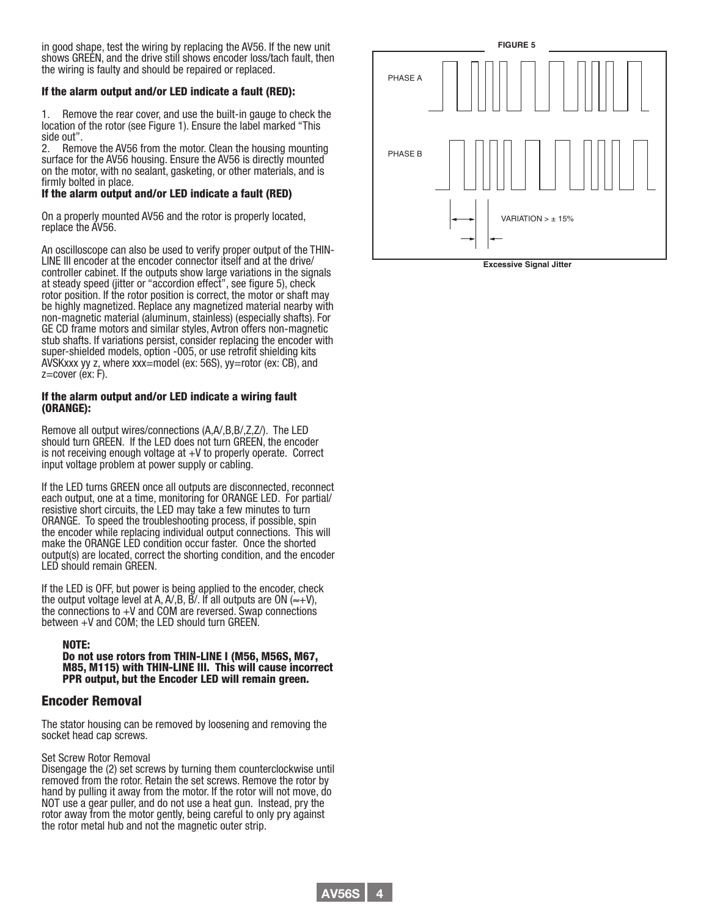in good shape, test the wiring by replacing the AV56. If the new unit shows GREEN, and the drive still shows encoder loss/tach fault, then the wiring is faulty and should be repaired or replaced.

#### If the alarm output and/or LED indicate a fault (RED):

1. Remove the rear cover, and use the built-in gauge to check the location of the rotor (see Figure 1). Ensure the label marked "This side out".
2. Remove the AV56 from the motor. Clean the housing mounting surface for the AV56 housing. Ensure the AV56 is directly mounted on the motor, with no sealant, gasketing, or other materials, and is firmly bolted in place.

#### If the alarm output and/or LED indicate a fault (RED)

On a properly mounted AV56 and the rotor is properly located, replace the AV56.

An oscilloscope can also be used to verify proper output of the THIN-LINE III encoder at the encoder connector itself and at the drive/controller cabinet. If the outputs show large variations in the signals at steady speed (jitter or "accordion effect", see figure 5), check rotor position. If the rotor position is correct, the motor or shaft may be highly magnetized. Replace any magnetized material nearby with non-magnetic material (aluminum, stainless) (especially shafts). For GE CD frame motors and similar styles, Avtron offers non-magnetic stub shafts. If variations persist, consider replacing the encoder with super-shielded models, option -005, or use retrofit shielding kits AVSKxxx yy z, where xxx=model (ex: 56S), yy=rotor (ex: CB), and z=cover (ex: F).

#### If the alarm output and/or LED indicate a wiring fault (ORANGE):

Remove all output wires/connections (A,A/,B,B/,Z,Z/). The LED should turn GREEN. If the LED does not turn GREEN, the encoder is not receiving enough voltage at +V to properly operate. Correct input voltage problem at power supply or cabling.

If the LED turns GREEN once all outputs are disconnected, reconnect each output, one at a time, monitoring for ORANGE LED. For partial/resistive short circuits, the LED may take a few minutes to turn ORANGE. To speed the troubleshooting process, if possible, spin the encoder while replacing individual output connections. This will make the ORANGE LED condition occur faster. Once the shorted output(s) are located, correct the shorting condition, and the encoder LED should remain GREEN.

If the LED is OFF, but power is being applied to the encoder, check the output voltage level at A, A/,B, B/. If all outputs are ON (≈+V), the connections to +V and COM are reversed. Swap connections between +V and COM; the LED should turn GREEN.

> **NOTE:**
> **Do not use rotors from THIN-LINE I (M56, M56S, M67, M85, M115) with THIN-LINE III. This will cause incorrect PPR output, but the Encoder LED will remain green.**

## Encoder Removal

The stator housing can be removed by loosening and removing the socket head cap screws.

Set Screw Rotor Removal

Disengage the (2) set screws by turning them counterclockwise until removed from the rotor. Retain the set screws. Remove the rotor by hand by pulling it away from the motor. If the rotor will not move, do NOT use a gear puller, and do not use a heat gun. Instead, pry the rotor away from the motor gently, being careful to only pry against the rotor metal hub and not the magnetic outer strip.

**FIGURE 5**

PHASE A

PHASE B

VARIATION > ± 15%

**Excessive Signal Jitter**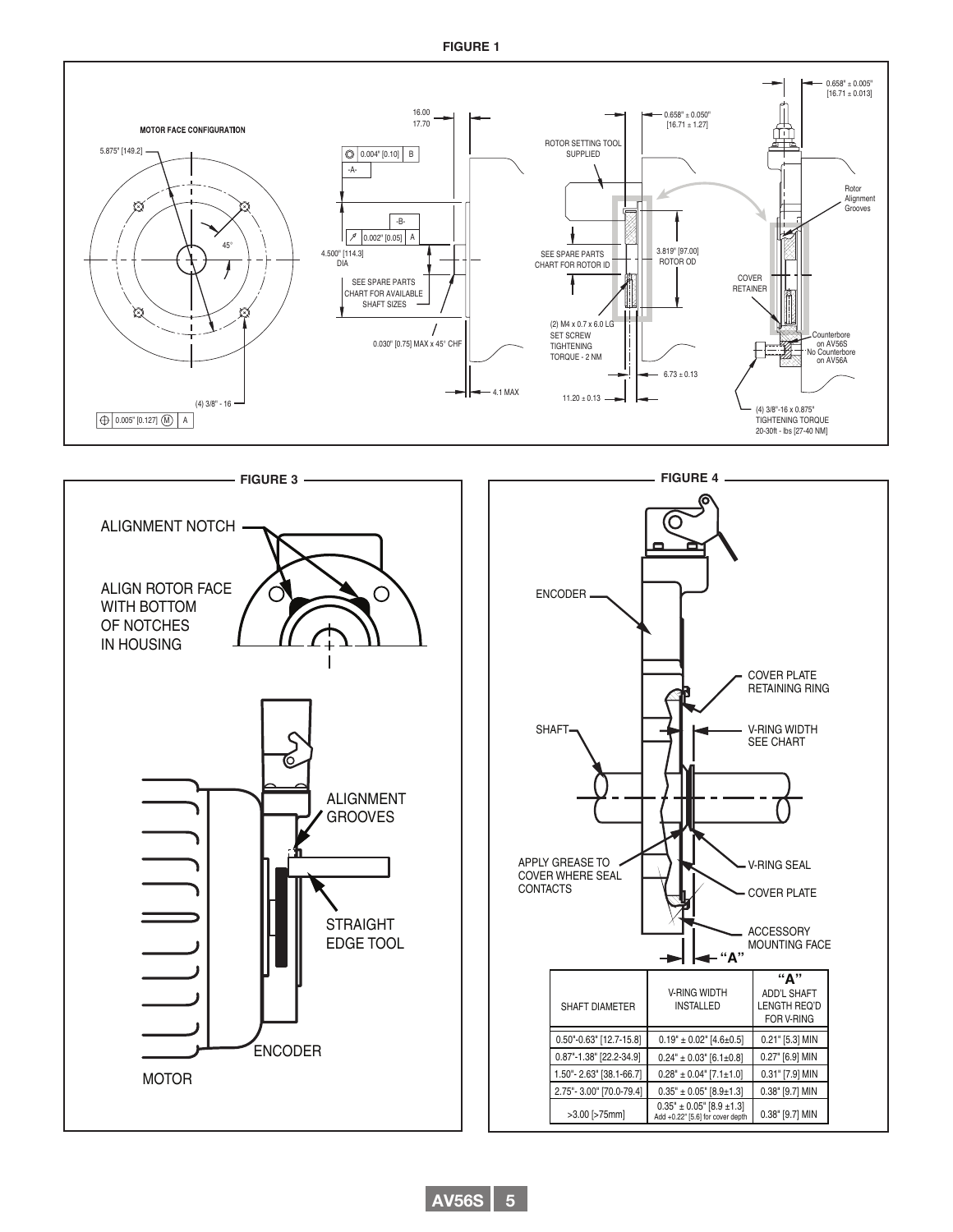**FIGURE 1**

MOTOR FACE CONFIGURATION

5.875" [149.2]

45°

(4) 3/8" - 16

0.005" [0.127] (M) A

16.00
17.70

0.004" [0.10] B

-A-

-B-

0.002" [0.05] A

4.500" [114.3] DIA

SEE SPARE PARTS CHART FOR AVAILABLE SHAFT SIZES

0.030" [0.75] MAX x 45° CHF

4.1 MAX

0.658" ± 0.050" [16.71 ± 1.27]

ROTOR SETTING TOOL SUPPLIED

SEE SPARE PARTS CHART FOR ROTOR ID

3.819" [97.00] ROTOR OD

(2) M4 x 0.7 x 6.0 LG SET SCREW TIGHTENING TORQUE - 2 NM

6.73 ± 0.13

11.20 ± 0.13

0.658" ± 0.005" [16.71 ± 0.013]

Rotor Alignment Grooves

COVER RETAINER

Counterbore on AV56S
No Counterbore on AV56A

(4) 3/8"-16 x 0.875" TIGHTENING TORQUE 20-30ft - lbs [27-40 NM]

**FIGURE 3**

ALIGNMENT NOTCH

ALIGN ROTOR FACE WITH BOTTOM OF NOTCHES IN HOUSING

ALIGNMENT GROOVES

STRAIGHT EDGE TOOL

ENCODER

MOTOR

**FIGURE 4**

ENCODER

COVER PLATE RETAINING RING

SHAFT

V-RING WIDTH SEE CHART

APPLY GREASE TO COVER WHERE SEAL CONTACTS

V-RING SEAL

COVER PLATE

ACCESSORY MOUNTING FACE

"A"

| SHAFT DIAMETER | V-RING WIDTH INSTALLED | "A" ADD'L SHAFT LENGTH REQ'D FOR V-RING |
|---|---|---|
| 0.50"-0.63" [12.7-15.8] | 0.19" ± 0.02" [4.6±0.5] | 0.21" [5.3] MIN |
| 0.87"-1.38" [22.2-34.9] | 0.24" ± 0.03" [6.1±0.8] | 0.27" [6.9] MIN |
| 1.50"- 2.63" [38.1-66.7] | 0.28" ± 0.04" [7.1±1.0] | 0.31" [7.9] MIN |
| 2.75"- 3.00" [70.0-79.4] | 0.35" ± 0.05" [8.9±1.3] | 0.38" [9.7] MIN |
| >3.00 [>75mm] | 0.35" ± 0.05" [8.9 ±1.3] Add +0.22" [5.6] for cover depth | 0.38" [9.7] MIN |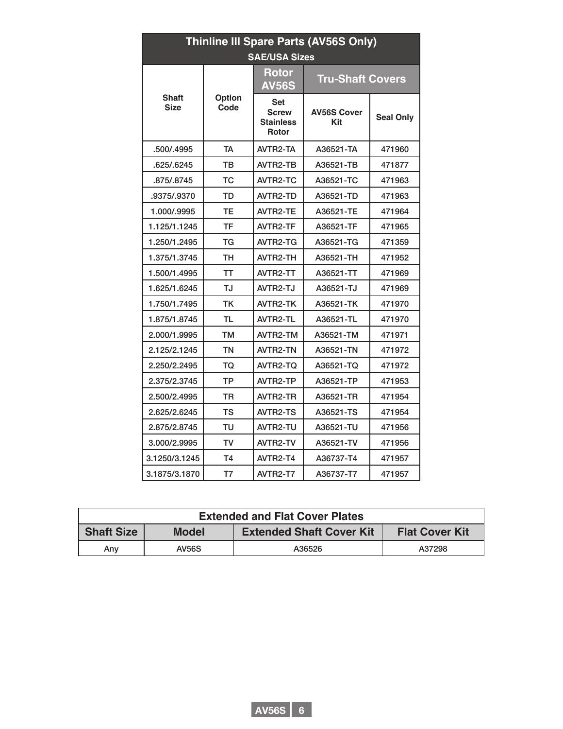| Thinline III Spare Parts (AV56S Only) SAE/USA Sizes | | | | |
|---|---|---|---|---|
| | | Rotor AV56S | Tru-Shaft Covers | |
| Shaft Size | Option Code | Set Screw Stainless Rotor | AV56S Cover Kit | Seal Only |
| .500/.4995 | TA | AVTR2-TA | A36521-TA | 471960 |
| .625/.6245 | TB | AVTR2-TB | A36521-TB | 471877 |
| .875/.8745 | TC | AVTR2-TC | A36521-TC | 471963 |
| .9375/.9370 | TD | AVTR2-TD | A36521-TD | 471963 |
| 1.000/.9995 | TE | AVTR2-TE | A36521-TE | 471964 |
| 1.125/1.1245 | TF | AVTR2-TF | A36521-TF | 471965 |
| 1.250/1.2495 | TG | AVTR2-TG | A36521-TG | 471359 |
| 1.375/1.3745 | TH | AVTR2-TH | A36521-TH | 471952 |
| 1.500/1.4995 | TT | AVTR2-TT | A36521-TT | 471969 |
| 1.625/1.6245 | TJ | AVTR2-TJ | A36521-TJ | 471969 |
| 1.750/1.7495 | TK | AVTR2-TK | A36521-TK | 471970 |
| 1.875/1.8745 | TL | AVTR2-TL | A36521-TL | 471970 |
| 2.000/1.9995 | TM | AVTR2-TM | A36521-TM | 471971 |
| 2.125/2.1245 | TN | AVTR2-TN | A36521-TN | 471972 |
| 2.250/2.2495 | TQ | AVTR2-TQ | A36521-TQ | 471972 |
| 2.375/2.3745 | TP | AVTR2-TP | A36521-TP | 471953 |
| 2.500/2.4995 | TR | AVTR2-TR | A36521-TR | 471954 |
| 2.625/2.6245 | TS | AVTR2-TS | A36521-TS | 471954 |
| 2.875/2.8745 | TU | AVTR2-TU | A36521-TU | 471956 |
| 3.000/2.9995 | TV | AVTR2-TV | A36521-TV | 471956 |
| 3.1250/3.1245 | T4 | AVTR2-T4 | A36737-T4 | 471957 |
| 3.1875/3.1870 | T7 | AVTR2-T7 | A36737-T7 | 471957 |

| Extended and Flat Cover Plates | | | |
|---|---|---|---|
| Shaft Size | Model | Extended Shaft Cover Kit | Flat Cover Kit |
| Any | AV56S | A36526 | A37298 |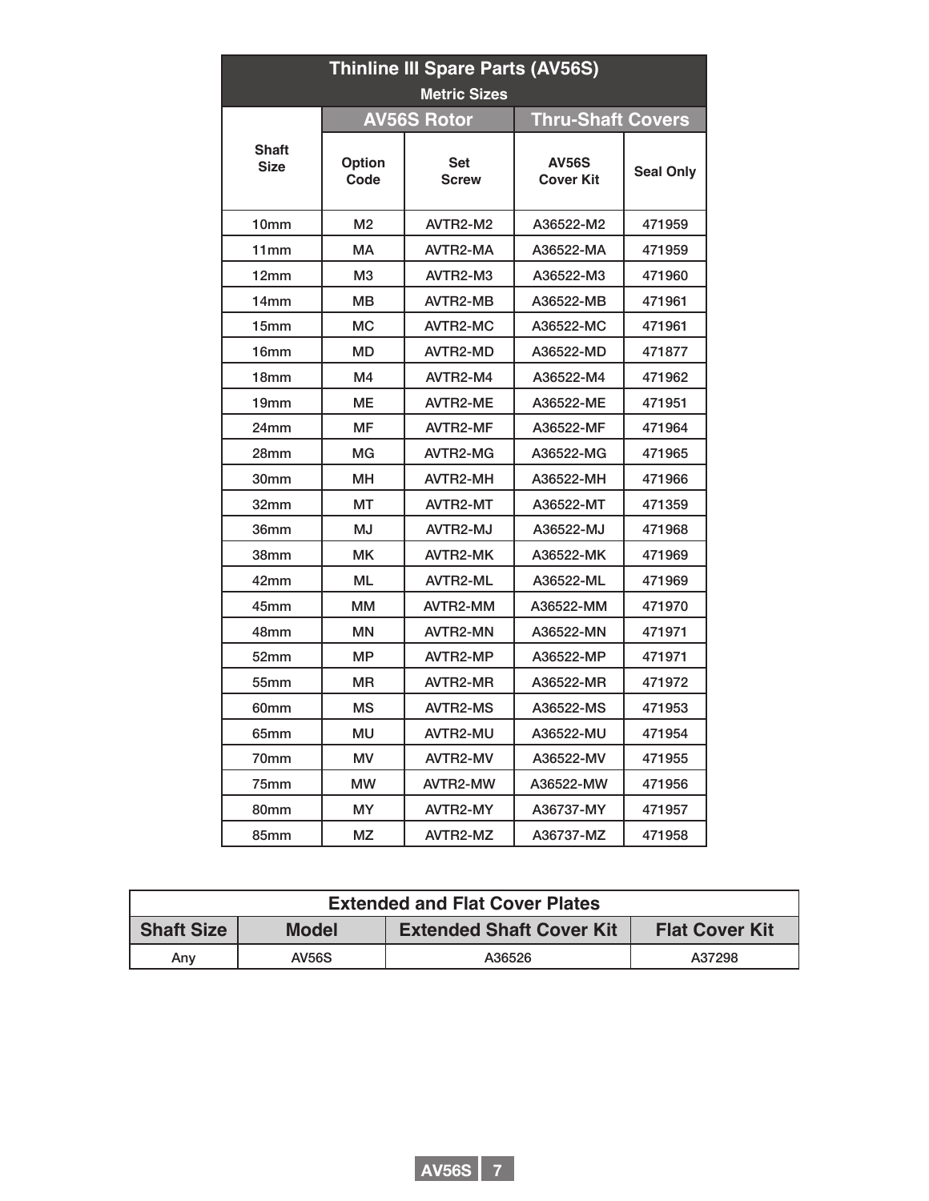| Thinline III Spare Parts (AV56S) Metric Sizes | | | | |
|---|---|---|---|---|
| | AV56S Rotor | | Thru-Shaft Covers | |
| Shaft Size | Option Code | Set Screw | AV56S Cover Kit | Seal Only |
| 10mm | M2 | AVTR2-M2 | A36522-M2 | 471959 |
| 11mm | MA | AVTR2-MA | A36522-MA | 471959 |
| 12mm | M3 | AVTR2-M3 | A36522-M3 | 471960 |
| 14mm | MB | AVTR2-MB | A36522-MB | 471961 |
| 15mm | MC | AVTR2-MC | A36522-MC | 471961 |
| 16mm | MD | AVTR2-MD | A36522-MD | 471877 |
| 18mm | M4 | AVTR2-M4 | A36522-M4 | 471962 |
| 19mm | ME | AVTR2-ME | A36522-ME | 471951 |
| 24mm | MF | AVTR2-MF | A36522-MF | 471964 |
| 28mm | MG | AVTR2-MG | A36522-MG | 471965 |
| 30mm | MH | AVTR2-MH | A36522-MH | 471966 |
| 32mm | MT | AVTR2-MT | A36522-MT | 471359 |
| 36mm | MJ | AVTR2-MJ | A36522-MJ | 471968 |
| 38mm | MK | AVTR2-MK | A36522-MK | 471969 |
| 42mm | ML | AVTR2-ML | A36522-ML | 471969 |
| 45mm | MM | AVTR2-MM | A36522-MM | 471970 |
| 48mm | MN | AVTR2-MN | A36522-MN | 471971 |
| 52mm | MP | AVTR2-MP | A36522-MP | 471971 |
| 55mm | MR | AVTR2-MR | A36522-MR | 471972 |
| 60mm | MS | AVTR2-MS | A36522-MS | 471953 |
| 65mm | MU | AVTR2-MU | A36522-MU | 471954 |
| 70mm | MV | AVTR2-MV | A36522-MV | 471955 |
| 75mm | MW | AVTR2-MW | A36522-MW | 471956 |
| 80mm | MY | AVTR2-MY | A36737-MY | 471957 |
| 85mm | MZ | AVTR2-MZ | A36737-MZ | 471958 |

| Extended and Flat Cover Plates | | | |
|---|---|---|---|
| Shaft Size | Model | Extended Shaft Cover Kit | Flat Cover Kit |
| Any | AV56S | A36526 | A37298 |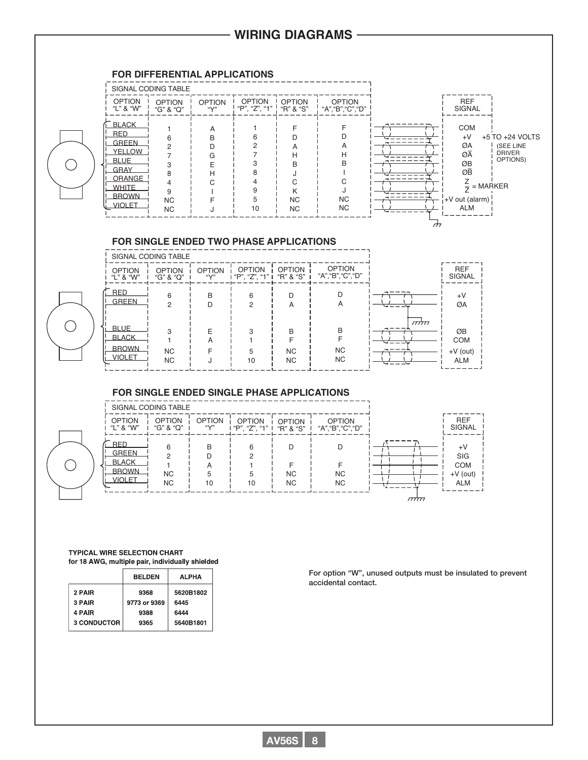# WIRING DIAGRAMS

## FOR DIFFERENTIAL APPLICATIONS

SIGNAL CODING TABLE

| OPTION "L" & "W" | OPTION "G" & "Q" | OPTION "Y" | OPTION "P", "Z", "1" | OPTION "R" & "S" | OPTION "A","B","C","D" | REF SIGNAL |
|---|---|---|---|---|---|---|
| BLACK | 1 | A | 1 | F | F | COM |
| RED | 6 | B | 6 | D | D | +V |
| GREEN | 2 | D | 2 | A | A | ØA |
| YELLOW | 7 | G | 7 | H | H | $\overline{ØA}$ |
| BLUE | 3 | E | 3 | B | B | ØB |
| GRAY | 8 | H | 8 | J | I | $\overline{ØB}$ |
| ORANGE | 4 | C | 4 | C | C | Z |
| WHITE | 9 | I | 9 | K | J | $\overline{Z}$ |
| BROWN | NC | F | 5 | NC | NC | +V out (alarm) |
| VIOLET | NC | J | 10 | NC | NC | ALM |

+5 TO +24 VOLTS (SEE LINE DRIVER OPTIONS)

Z, $\overline{Z}$ = MARKER

## FOR SINGLE ENDED TWO PHASE APPLICATIONS

SIGNAL CODING TABLE

| OPTION "L" & "W" | OPTION "G" & "Q" | OPTION "Y" | OPTION "P", "Z", "1" | OPTION "R" & "S" | OPTION "A","B","C","D" | REF SIGNAL |
|---|---|---|---|---|---|---|
| RED | 6 | B | 6 | D | D | +V |
| GREEN | 2 | D | 2 | A | A | ØA |
| BLUE | 3 | E | 3 | B | B | ØB |
| BLACK | 1 | A | 1 | F | F | COM |
| BROWN | NC | F | 5 | NC | NC | +V (out) |
| VIOLET | NC | J | 10 | NC | NC | ALM |

## FOR SINGLE ENDED SINGLE PHASE APPLICATIONS

SIGNAL CODING TABLE

| OPTION "L" & "W" | OPTION "G" & "Q" | OPTION "Y" | OPTION "P", "Z", "1" | OPTION "R" & "S" | OPTION "A","B","C","D" | REF SIGNAL |
|---|---|---|---|---|---|---|
| RED | 6 | B | 6 | D | D | +V |
| GREEN | 2 | D | 2 | | | SIG |
| BLACK | 1 | A | 1 | F | F | COM |
| BROWN | NC | 5 | 5 | NC | NC | +V (out) |
| VIOLET | NC | 10 | 10 | NC | NC | ALM |

**TYPICAL WIRE SELECTION CHART**
**for 18 AWG, multiple pair, individually shielded**

| | BELDEN | ALPHA |
|---|---|---|
| 2 PAIR | 9368 | 5620B1802 |
| 3 PAIR | 9773 or 9369 | 6445 |
| 4 PAIR | 9388 | 6444 |
| 3 CONDUCTOR | 9365 | 5640B1801 |

For option "W", unused outputs must be insulated to prevent accidental contact.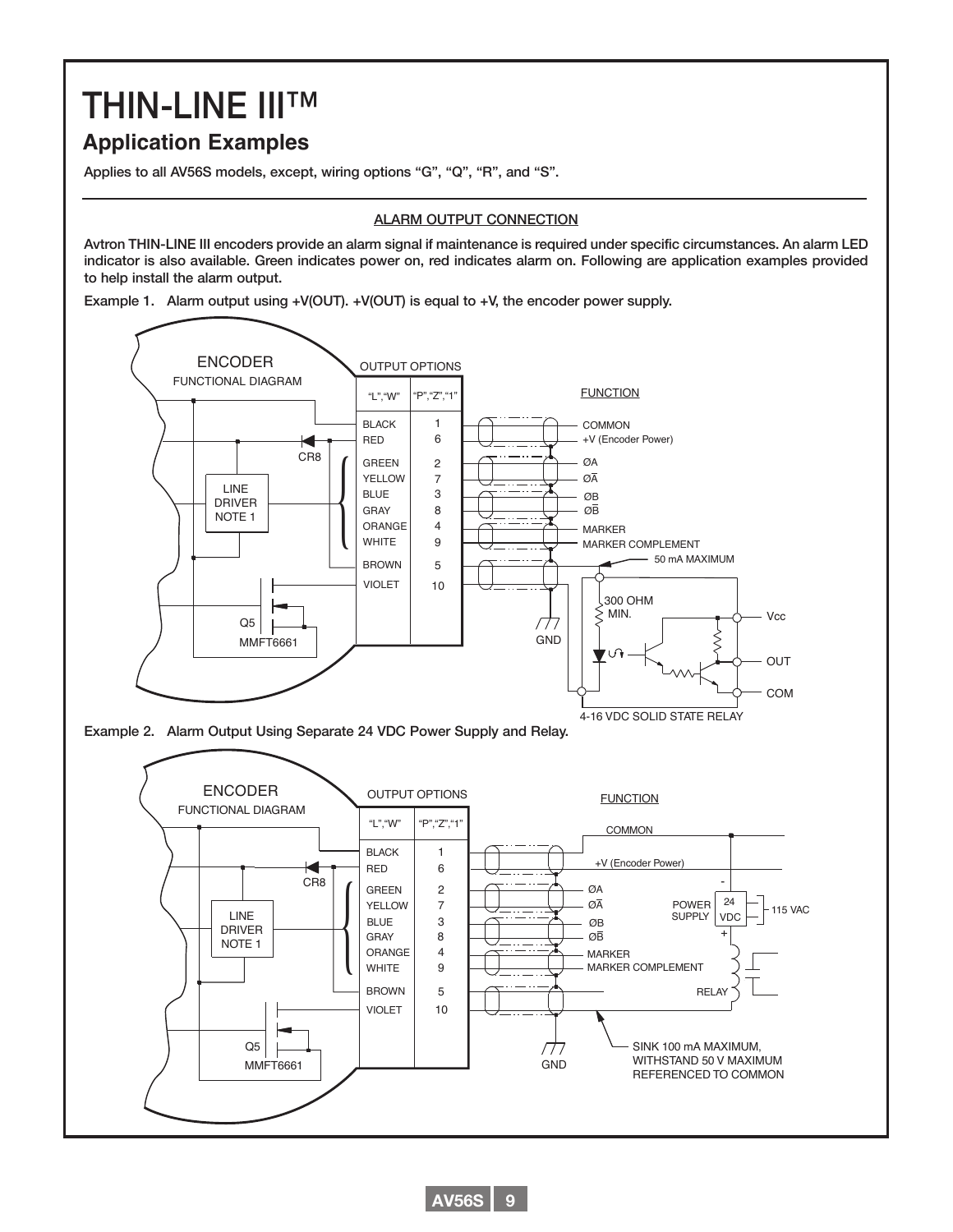# THIN-LINE III™

## Application Examples

**Applies to all AV56S models, except, wiring options “G”, “Q”, “R”, and “S”.**

---

### ALARM OUTPUT CONNECTION

**Avtron THIN-LINE III encoders provide an alarm signal if maintenance is required under specific circumstances. An alarm LED indicator is also available. Green indicates power on, red indicates alarm on. Following are application examples provided to help install the alarm output.**

**Example 1. Alarm output using +V(OUT). +V(OUT) is equal to +V, the encoder power supply.**

| “L”,“W” | “P”,“Z”,“1” | FUNCTION |
|---|---|---|
| BLACK | 1 | COMMON |
| RED | 6 | +V (Encoder Power) |
| GREEN | 2 | ØA |
| YELLOW | 7 | ØĀ |
| BLUE | 3 | ØB |
| GRAY | 8 | ØB̄ |
| ORANGE | 4 | MARKER |
| WHITE | 9 | MARKER COMPLEMENT |
| BROWN | 5 | |
| VIOLET | 10 | |

ENCODER FUNCTIONAL DIAGRAM; LINE DRIVER NOTE 1; CR8; Q5 MMFT6661; GND; 50 mA MAXIMUM; 300 OHM MIN.; Vcc; OUT; COM; 4-16 VDC SOLID STATE RELAY

**Example 2. Alarm Output Using Separate 24 VDC Power Supply and Relay.**

| “L”,“W” | “P”,“Z”,“1” | FUNCTION |
|---|---|---|
| BLACK | 1 | COMMON |
| RED | 6 | +V (Encoder Power) |
| GREEN | 2 | ØA |
| YELLOW | 7 | ØĀ |
| BLUE | 3 | ØB |
| GRAY | 8 | ØB̄ |
| ORANGE | 4 | MARKER |
| WHITE | 9 | MARKER COMPLEMENT |
| BROWN | 5 | |
| VIOLET | 10 | |

ENCODER FUNCTIONAL DIAGRAM; LINE DRIVER NOTE 1; CR8; Q5 MMFT6661; GND; POWER SUPPLY 24 VDC; 115 VAC; RELAY; SINK 100 mA MAXIMUM, WITHSTAND 50 V MAXIMUM REFERENCED TO COMMON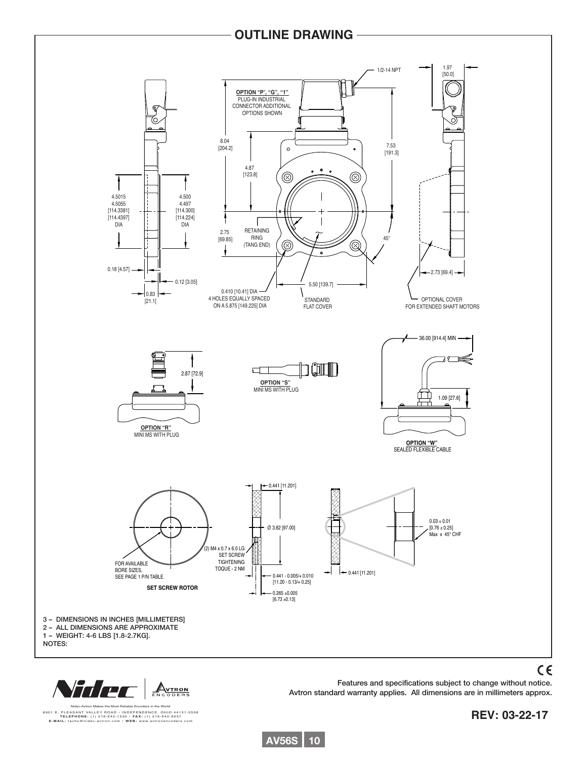## OUTLINE DRAWING

OPTION "P", "G", "1"
PLUG-IN INDUSTRIAL CONNECTOR ADDITIONAL OPTIONS SHOWN

1/2-14 NPT

1.97
[50.0]

8.04
[204.2]

7.53
[191.3]

4.87
[123.8]

4.5015
4.5055
[114.3381]
[114.4397]
DIA

4.500
4.497
[114.300]
[114.224]
DIA

2.75
[69.85]

RETAINING RING (TANG END)

45°

0.18 [4.57]

0.12 [3.05]

0.83
[21.1]

5.50 [139.7]

2.73 [69.4]

0.410 [10.41] DIA
4 HOLES EQUALLY SPACED
ON A 5.875 [149.225] DIA

STANDARD FLAT COVER

OPTIONAL COVER FOR EXTENDED SHAFT MOTORS

2.87 [72.9]

**OPTION "R"**
MINI MS WITH PLUG

**OPTION "S"**
MINI MS WITH PLUG

36.00 [914.4] MIN

1.09 [27.6]

**OPTION "W"**
SEALED FLEXIBLE CABLE

0.441 [11.201]

Ø 3.82 [97.00]

(2) M4 x 0.7 x 6.0 LG
SET SCREW
TIGHTENING
TOQUE - 2 NM

FOR AVAILABLE BORE SIZES, SEE PAGE 1 P/N TABLE.

**SET SCREW ROTOR**

0.441 - 0.005/+ 0.010
[11.20 - 0.13/+ 0.25]

0.265 ±0.005
[6.73 ±0.13]

0.441 [11.201]

0.03 ± 0.01
[0.76 ± 0.25]
Max x 45° CHF

3 – DIMENSIONS IN INCHES [MILLIMETERS]
2 – ALL DIMENSIONS ARE APPROXIMATE
1 – WEIGHT: 4-6 LBS [1.8-2.7KG].
NOTES:

CE

Features and specifications subject to change without notice.
Avtron standard warranty applies. All dimensions are in millimeters approx.

Nidec-Avtron Makes the Most Reliable Encoders in the World
8901 E. PLEASANT VALLEY ROAD • INDEPENDENCE, OHIO 44131-5508
**TELEPHONE:** (1) 216-642-1230 • **FAX:** (1) 216-642-6037
**E-MAIL:** tachs@nidec-avtron.com • **WEB:** www.avtronencoders.com

**REV: 03-22-17**